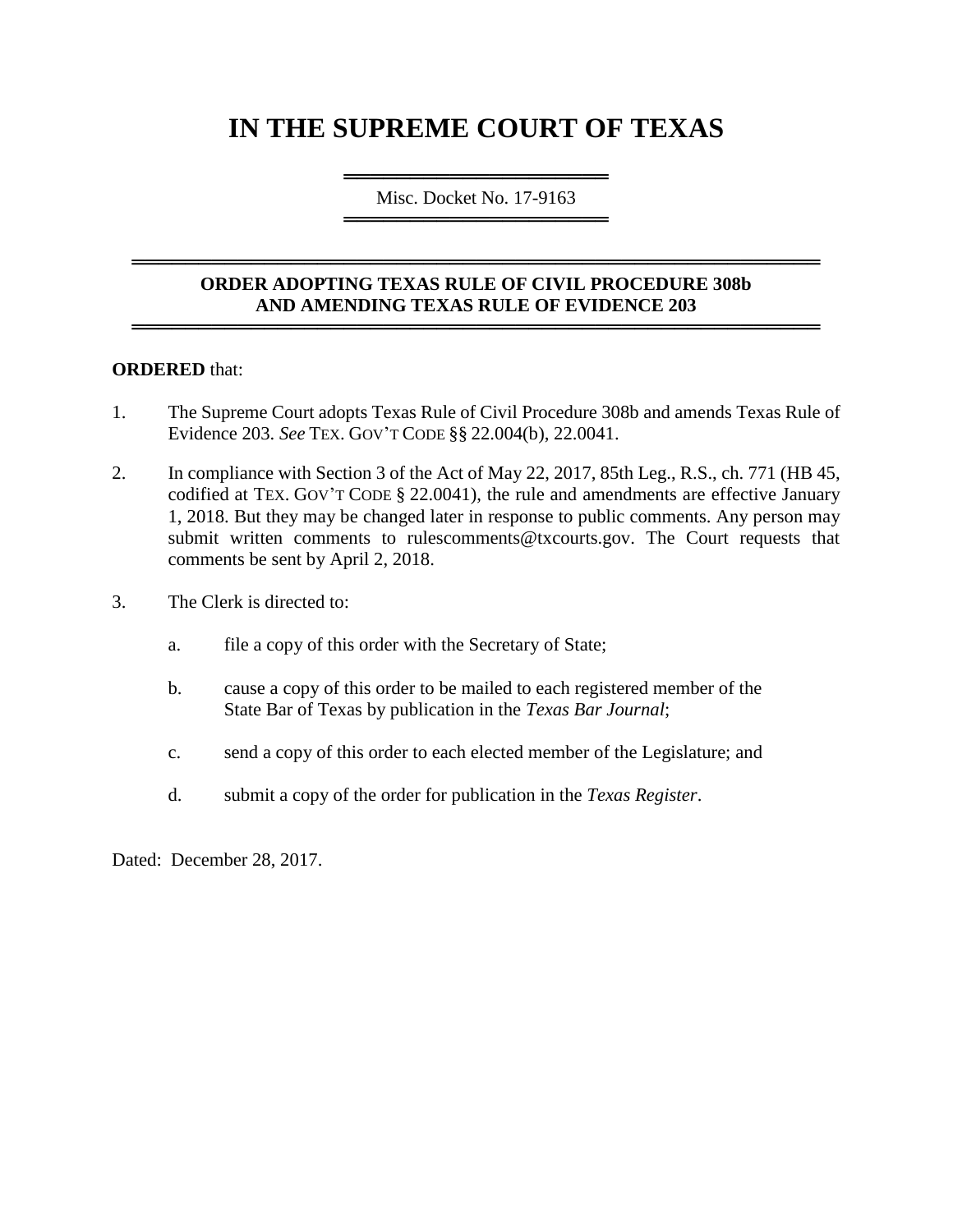# IN THE SUPREME COURT OF TEXAS

Misc. Docket No. 17-9163

**ORDER ADOPTING TEXAS RULE OF CIVIL PROCEDURE 308b AND AMENDING TEXAS RULE OF EVIDENCE 203**

**ORDERED** that:

1. The Supreme Court adopts Texas Rule of Civil Procedure 308b and amends Texas Rule of Evidence 203. *See* TEX. GOV'T CODE §§ 22.004(b), 22.0041.

2. In compliance with Section 3 of the Act of May 22, 2017, 85th Leg., R.S., ch. 771 (HB 45, codified at TEX. GOV'T CODE § 22.0041), the rule and amendments are effective January 1, 2018. But they may be changed later in response to public comments. Any person may submit written comments to rulescomments@txcourts.gov. The Court requests that comments be sent by April 2, 2018.

3. The Clerk is directed to:

   a. file a copy of this order with the Secretary of State;

   b. cause a copy of this order to be mailed to each registered member of the State Bar of Texas by publication in the *Texas Bar Journal*;

   c. send a copy of this order to each elected member of the Legislature; and

   d. submit a copy of the order for publication in the *Texas Register*.

Dated: December 28, 2017.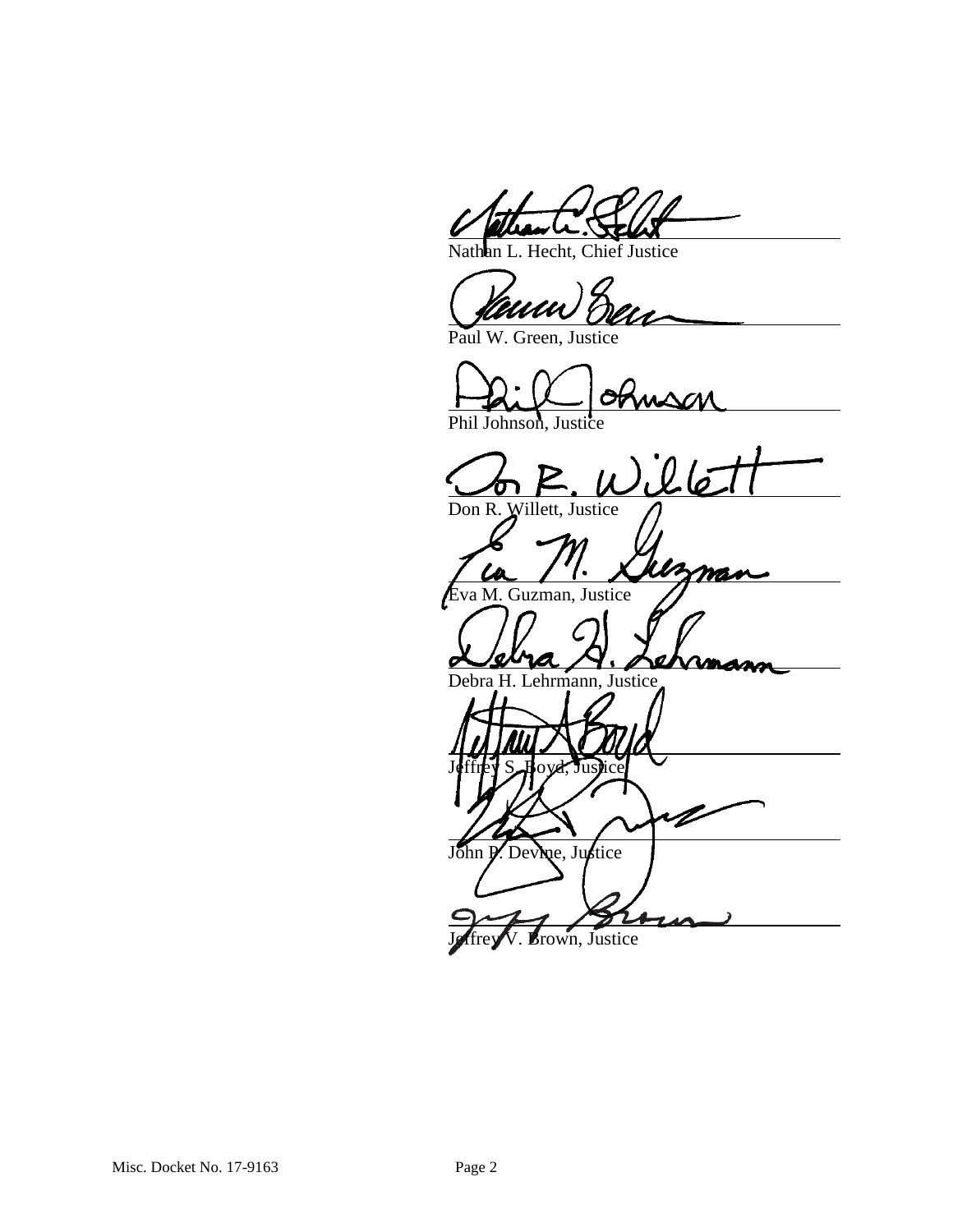______________________________
Nathan L. Hecht, Chief Justice

______________________________
Paul W. Green, Justice

______________________________
Phil Johnson, Justice

______________________________
Don R. Willett, Justice

______________________________
Eva M. Guzman, Justice

______________________________
Debra H. Lehrmann, Justice

______________________________
Jeffrey S. Boyd, Justice

______________________________
John P. Devine, Justice

______________________________
Jeffrey V. Brown, Justice

Misc. Docket No. 17-9163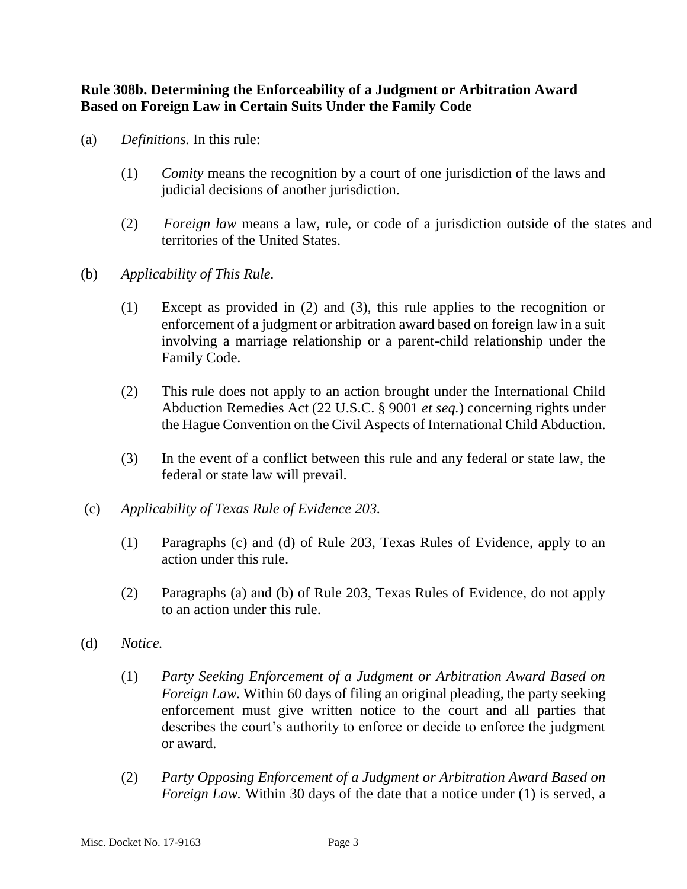**Rule 308b. Determining the Enforceability of a Judgment or Arbitration Award Based on Foreign Law in Certain Suits Under the Family Code**

(a) *Definitions.* In this rule:

(1) *Comity* means the recognition by a court of one jurisdiction of the laws and judicial decisions of another jurisdiction.

(2) *Foreign law* means a law, rule, or code of a jurisdiction outside of the states and territories of the United States.

(b) *Applicability of This Rule.*

(1) Except as provided in (2) and (3), this rule applies to the recognition or enforcement of a judgment or arbitration award based on foreign law in a suit involving a marriage relationship or a parent-child relationship under the Family Code.

(2) This rule does not apply to an action brought under the International Child Abduction Remedies Act (22 U.S.C. § 9001 *et seq.*) concerning rights under the Hague Convention on the Civil Aspects of International Child Abduction.

(3) In the event of a conflict between this rule and any federal or state law, the federal or state law will prevail.

(c) *Applicability of Texas Rule of Evidence 203.*

(1) Paragraphs (c) and (d) of Rule 203, Texas Rules of Evidence, apply to an action under this rule.

(2) Paragraphs (a) and (b) of Rule 203, Texas Rules of Evidence, do not apply to an action under this rule.

(d) *Notice.*

(1) *Party Seeking Enforcement of a Judgment or Arbitration Award Based on Foreign Law.* Within 60 days of filing an original pleading, the party seeking enforcement must give written notice to the court and all parties that describes the court's authority to enforce or decide to enforce the judgment or award.

(2) *Party Opposing Enforcement of a Judgment or Arbitration Award Based on Foreign Law.* Within 30 days of the date that a notice under (1) is served, a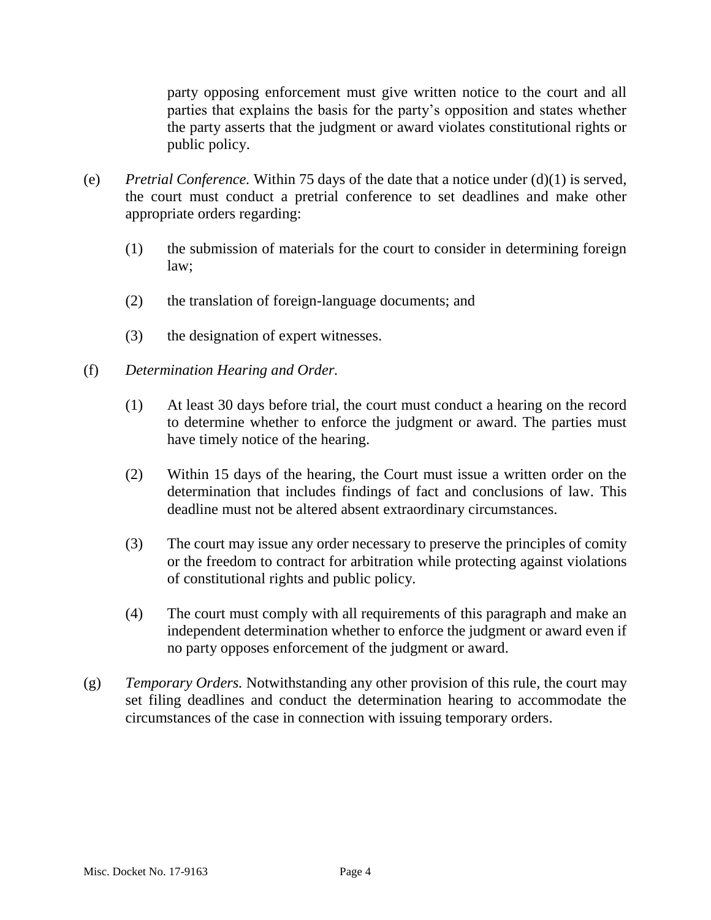party opposing enforcement must give written notice to the court and all parties that explains the basis for the party's opposition and states whether the party asserts that the judgment or award violates constitutional rights or public policy.

(e) *Pretrial Conference.* Within 75 days of the date that a notice under (d)(1) is served, the court must conduct a pretrial conference to set deadlines and make other appropriate orders regarding:

(1) the submission of materials for the court to consider in determining foreign law;

(2) the translation of foreign-language documents; and

(3) the designation of expert witnesses.

(f) *Determination Hearing and Order.*

(1) At least 30 days before trial, the court must conduct a hearing on the record to determine whether to enforce the judgment or award. The parties must have timely notice of the hearing.

(2) Within 15 days of the hearing, the Court must issue a written order on the determination that includes findings of fact and conclusions of law. This deadline must not be altered absent extraordinary circumstances.

(3) The court may issue any order necessary to preserve the principles of comity or the freedom to contract for arbitration while protecting against violations of constitutional rights and public policy.

(4) The court must comply with all requirements of this paragraph and make an independent determination whether to enforce the judgment or award even if no party opposes enforcement of the judgment or award.

(g) *Temporary Orders.* Notwithstanding any other provision of this rule, the court may set filing deadlines and conduct the determination hearing to accommodate the circumstances of the case in connection with issuing temporary orders.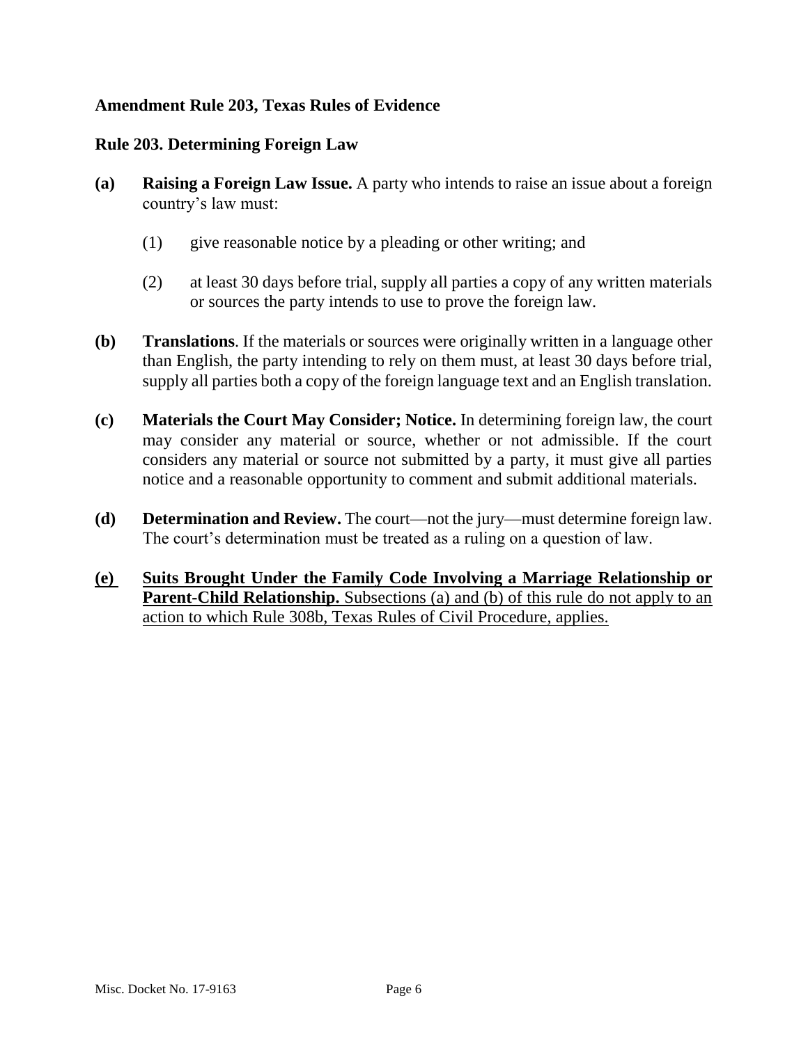**Amendment Rule 203, Texas Rules of Evidence**

**Rule 203. Determining Foreign Law**

**(a)** **Raising a Foreign Law Issue.** A party who intends to raise an issue about a foreign country's law must:

(1) give reasonable notice by a pleading or other writing; and

(2) at least 30 days before trial, supply all parties a copy of any written materials or sources the party intends to use to prove the foreign law.

**(b)** **Translations**. If the materials or sources were originally written in a language other than English, the party intending to rely on them must, at least 30 days before trial, supply all parties both a copy of the foreign language text and an English translation.

**(c)** **Materials the Court May Consider; Notice.** In determining foreign law, the court may consider any material or source, whether or not admissible. If the court considers any material or source not submitted by a party, it must give all parties notice and a reasonable opportunity to comment and submit additional materials.

**(d)** **Determination and Review.** The court—not the jury—must determine foreign law. The court's determination must be treated as a ruling on a question of law.

<u>**(e)** **Suits Brought Under the Family Code Involving a Marriage Relationship or Parent-Child Relationship.** Subsections (a) and (b) of this rule do not apply to an action to which Rule 308b, Texas Rules of Civil Procedure, applies.</u>